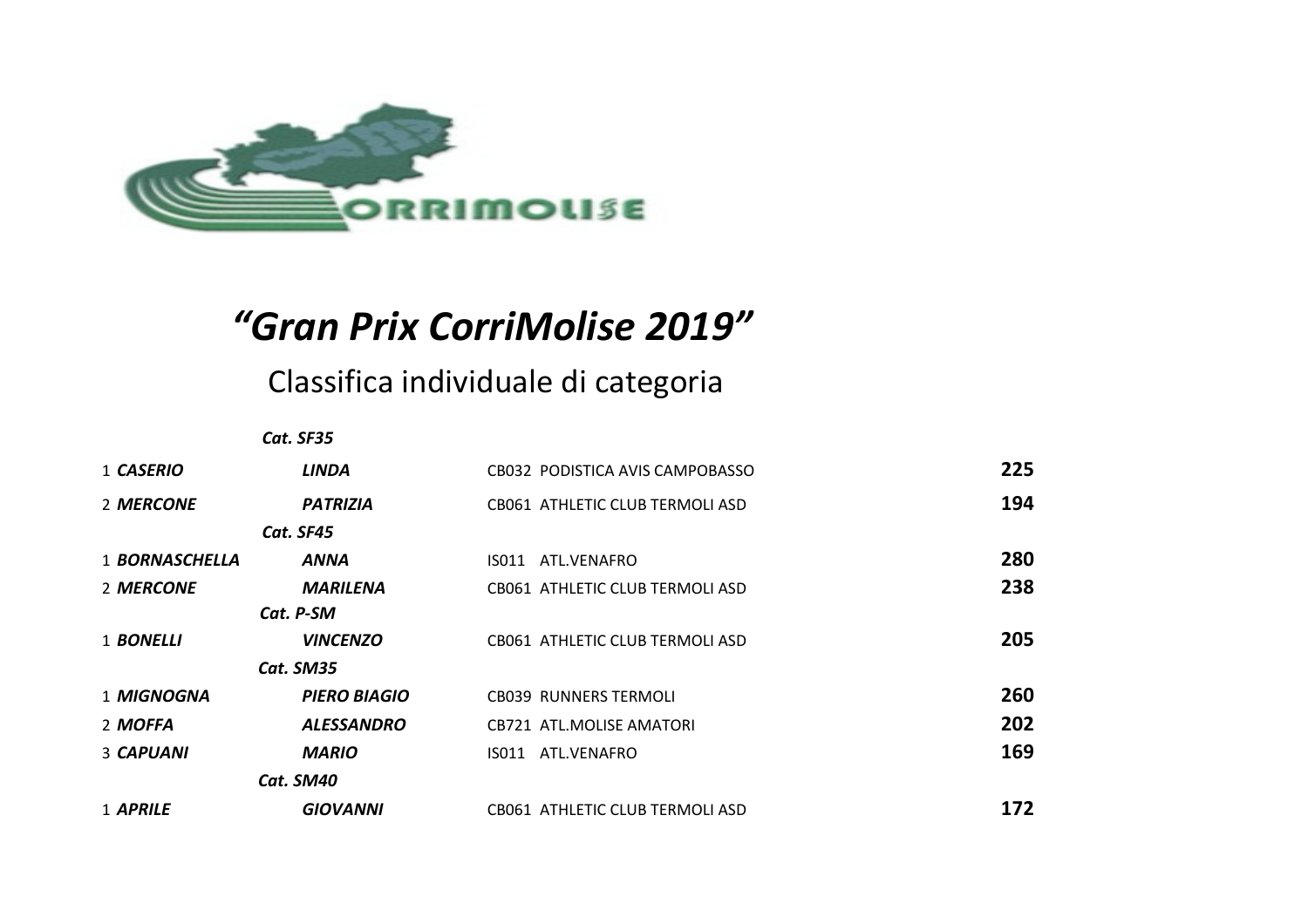# *“Gran Prix CorriMolise 2019”*

## Classifica individuale di categoria

| | | | | |
|---|---|---|---|---|
| | | ***Cat. SF35*** | | |
| 1 | ***CASERIO*** | ***LINDA*** | CB032 PODISTICA AVIS CAMPOBASSO | **225** |
| 2 | ***MERCONE*** | ***PATRIZIA*** | CB061 ATHLETIC CLUB TERMOLI ASD | **194** |
| | | ***Cat. SF45*** | | |
| 1 | ***BORNASCHELLA*** | ***ANNA*** | IS011 ATL.VENAFRO | **280** |
| 2 | ***MERCONE*** | ***MARILENA*** | CB061 ATHLETIC CLUB TERMOLI ASD | **238** |
| | | ***Cat. P-SM*** | | |
| 1 | ***BONELLI*** | ***VINCENZO*** | CB061 ATHLETIC CLUB TERMOLI ASD | **205** |
| | | ***Cat. SM35*** | | |
| 1 | ***MIGNOGNA*** | ***PIERO BIAGIO*** | CB039 RUNNERS TERMOLI | **260** |
| 2 | ***MOFFA*** | ***ALESSANDRO*** | CB721 ATL.MOLISE AMATORI | **202** |
| 3 | ***CAPUANI*** | ***MARIO*** | IS011 ATL.VENAFRO | **169** |
| | | ***Cat. SM40*** | | |
| 1 | ***APRILE*** | ***GIOVANNI*** | CB061 ATHLETIC CLUB TERMOLI ASD | **172** |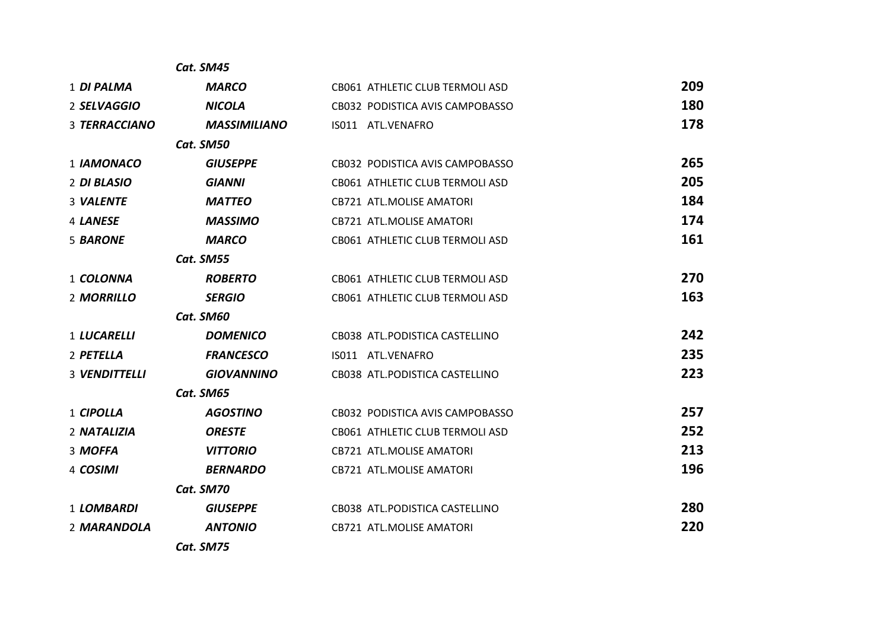| | | | | |
|---|---|---|---|---|
| | ***Cat. SM45*** | | | |
| 1 | ***DI PALMA*** | ***MARCO*** | CB061 ATHLETIC CLUB TERMOLI ASD | **209** |
| 2 | ***SELVAGGIO*** | ***NICOLA*** | CB032 PODISTICA AVIS CAMPOBASSO | **180** |
| 3 | ***TERRACCIANO*** | ***MASSIMILIANO*** | IS011 ATL.VENAFRO | **178** |
| | ***Cat. SM50*** | | | |
| 1 | ***IAMONACO*** | ***GIUSEPPE*** | CB032 PODISTICA AVIS CAMPOBASSO | **265** |
| 2 | ***DI BLASIO*** | ***GIANNI*** | CB061 ATHLETIC CLUB TERMOLI ASD | **205** |
| 3 | ***VALENTE*** | ***MATTEO*** | CB721 ATL.MOLISE AMATORI | **184** |
| 4 | ***LANESE*** | ***MASSIMO*** | CB721 ATL.MOLISE AMATORI | **174** |
| 5 | ***BARONE*** | ***MARCO*** | CB061 ATHLETIC CLUB TERMOLI ASD | **161** |
| | ***Cat. SM55*** | | | |
| 1 | ***COLONNA*** | ***ROBERTO*** | CB061 ATHLETIC CLUB TERMOLI ASD | **270** |
| 2 | ***MORRILLO*** | ***SERGIO*** | CB061 ATHLETIC CLUB TERMOLI ASD | **163** |
| | ***Cat. SM60*** | | | |
| 1 | ***LUCARELLI*** | ***DOMENICO*** | CB038 ATL.PODISTICA CASTELLINO | **242** |
| 2 | ***PETELLA*** | ***FRANCESCO*** | IS011 ATL.VENAFRO | **235** |
| 3 | ***VENDITTELLI*** | ***GIOVANNINO*** | CB038 ATL.PODISTICA CASTELLINO | **223** |
| | ***Cat. SM65*** | | | |
| 1 | ***CIPOLLA*** | ***AGOSTINO*** | CB032 PODISTICA AVIS CAMPOBASSO | **257** |
| 2 | ***NATALIZIA*** | ***ORESTE*** | CB061 ATHLETIC CLUB TERMOLI ASD | **252** |
| 3 | ***MOFFA*** | ***VITTORIO*** | CB721 ATL.MOLISE AMATORI | **213** |
| 4 | ***COSIMI*** | ***BERNARDO*** | CB721 ATL.MOLISE AMATORI | **196** |
| | ***Cat. SM70*** | | | |
| 1 | ***LOMBARDI*** | ***GIUSEPPE*** | CB038 ATL.PODISTICA CASTELLINO | **280** |
| 2 | ***MARANDOLA*** | ***ANTONIO*** | CB721 ATL.MOLISE AMATORI | **220** |
| | ***Cat. SM75*** | | | |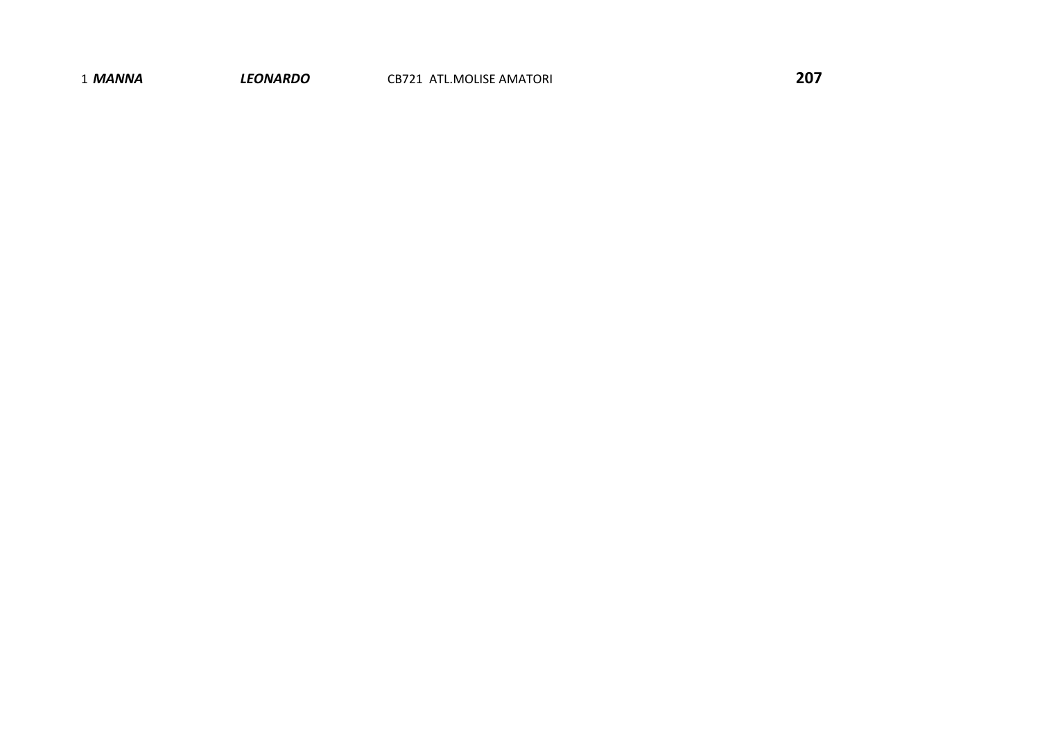| | | | | |
|---|---|---|---|---|
| 1 | ***MANNA*** | ***LEONARDO*** | CB721 ATL.MOLISE AMATORI | **207** |